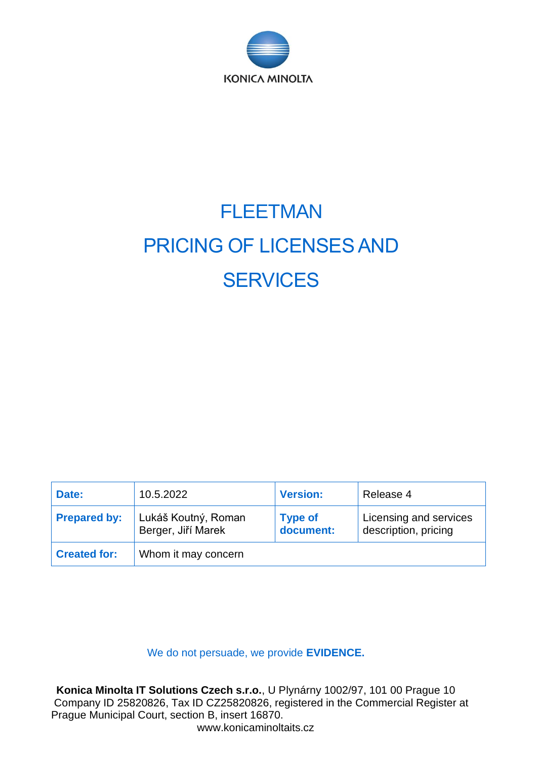KONICA MINOLTA

# FLEETMAN
# PRICING OF LICENSES AND SERVICES

| **Date:** | 10.5.2022 | **Version:** | Release 4 |
|---|---|---|---|
| **Prepared by:** | Lukáš Koutný, Roman Berger, Jiří Marek | **Type of document:** | Licensing and services description, pricing |
| **Created for:** | Whom it may concern | | |

We do not persuade, we provide **EVIDENCE.**

**Konica Minolta IT Solutions Czech s.r.o.**, U Plynárny 1002/97, 101 00 Prague 10
Company ID 25820826, Tax ID CZ25820826, registered in the Commercial Register at Prague Municipal Court, section B, insert 16870.
www.konicaminoltaits.cz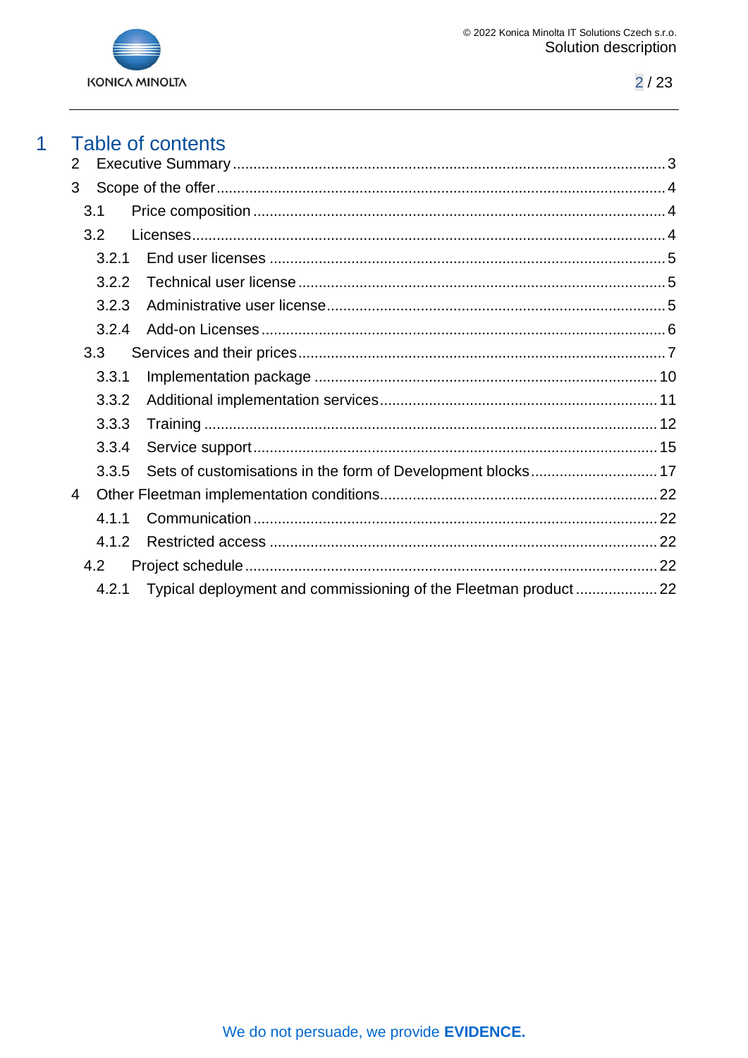# 1 Table of contents

- 2 Executive Summary ... 3
- 3 Scope of the offer ... 4
  - 3.1 Price composition ... 4
  - 3.2 Licenses ... 4
    - 3.2.1 End user licenses ... 5
    - 3.2.2 Technical user license ... 5
    - 3.2.3 Administrative user license ... 5
    - 3.2.4 Add-on Licenses ... 6
  - 3.3 Services and their prices ... 7
    - 3.3.1 Implementation package ... 10
    - 3.3.2 Additional implementation services ... 11
    - 3.3.3 Training ... 12
    - 3.3.4 Service support ... 15
    - 3.3.5 Sets of customisations in the form of Development blocks ... 17
- 4 Other Fleetman implementation conditions ... 22
    - 4.1.1 Communication ... 22
    - 4.1.2 Restricted access ... 22
  - 4.2 Project schedule ... 22
    - 4.2.1 Typical deployment and commissioning of the Fleetman product ... 22

We do not persuade, we provide **EVIDENCE.**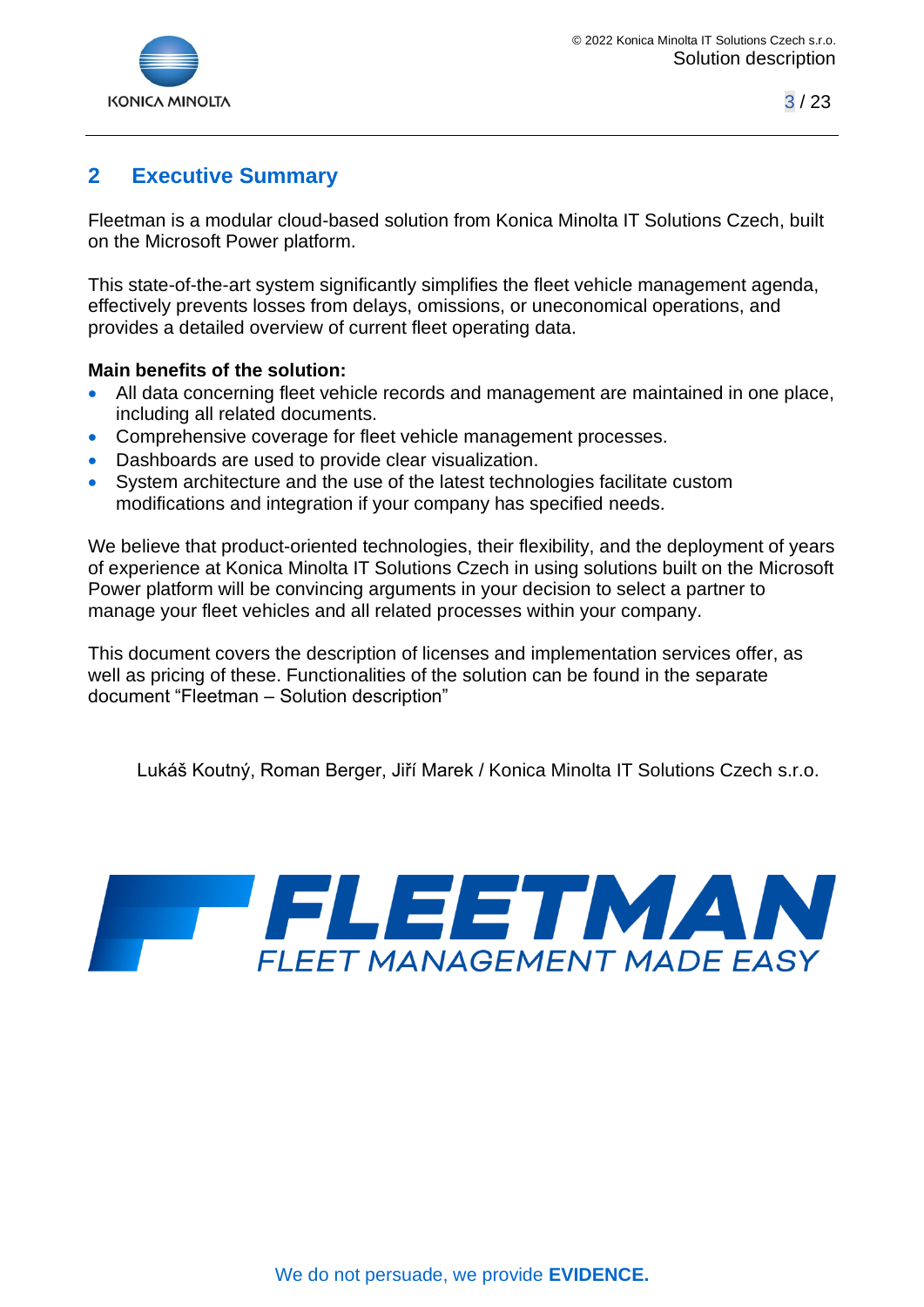## 2 Executive Summary

Fleetman is a modular cloud-based solution from Konica Minolta IT Solutions Czech, built on the Microsoft Power platform.

This state-of-the-art system significantly simplifies the fleet vehicle management agenda, effectively prevents losses from delays, omissions, or uneconomical operations, and provides a detailed overview of current fleet operating data.

**Main benefits of the solution:**

- All data concerning fleet vehicle records and management are maintained in one place, including all related documents.
- Comprehensive coverage for fleet vehicle management processes.
- Dashboards are used to provide clear visualization.
- System architecture and the use of the latest technologies facilitate custom modifications and integration if your company has specified needs.

We believe that product-oriented technologies, their flexibility, and the deployment of years of experience at Konica Minolta IT Solutions Czech in using solutions built on the Microsoft Power platform will be convincing arguments in your decision to select a partner to manage your fleet vehicles and all related processes within your company.

This document covers the description of licenses and implementation services offer, as well as pricing of these. Functionalities of the solution can be found in the separate document "Fleetman – Solution description"

Lukáš Koutný, Roman Berger, Jiří Marek / Konica Minolta IT Solutions Czech s.r.o.

FLEETMAN
FLEET MANAGEMENT MADE EASY

We do not persuade, we provide **EVIDENCE.**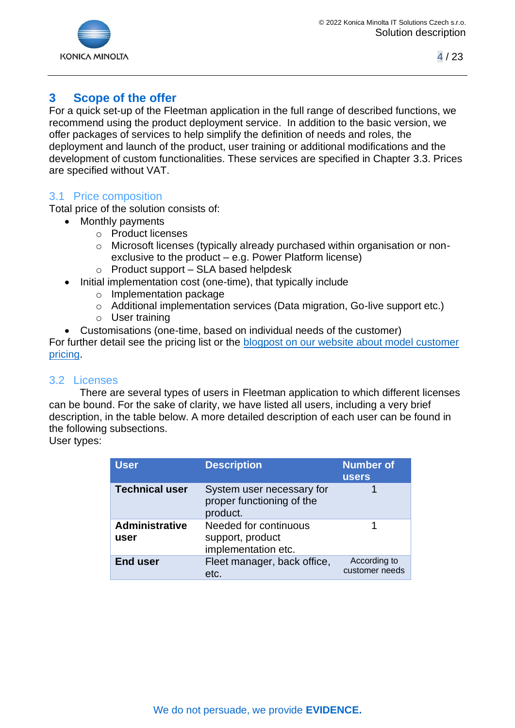# 3 Scope of the offer

For a quick set-up of the Fleetman application in the full range of described functions, we recommend using the product deployment service. In addition to the basic version, we offer packages of services to help simplify the definition of needs and roles, the deployment and launch of the product, user training or additional modifications and the development of custom functionalities. These services are specified in Chapter 3.3. Prices are specified without VAT.

## 3.1 Price composition

Total price of the solution consists of:

- Monthly payments
    - Product licenses
    - Microsoft licenses (typically already purchased within organisation or non-exclusive to the product – e.g. Power Platform license)
    - Product support – SLA based helpdesk
- Initial implementation cost (one-time), that typically include
    - Implementation package
    - Additional implementation services (Data migration, Go-live support etc.)
    - User training
- Customisations (one-time, based on individual needs of the customer)

For further detail see the pricing list or the [blogpost on our website about model customer pricing](#).

## 3.2 Licenses

There are several types of users in Fleetman application to which different licenses can be bound. For the sake of clarity, we have listed all users, including a very brief description, in the table below. A more detailed description of each user can be found in the following subsections.

User types:

| User | Description | Number of users |
|---|---|---|
| **Technical user** | System user necessary for proper functioning of the product. | 1 |
| **Administrative user** | Needed for continuous support, product implementation etc. | 1 |
| **End user** | Fleet manager, back office, etc. | According to customer needs |

We do not persuade, we provide **EVIDENCE.**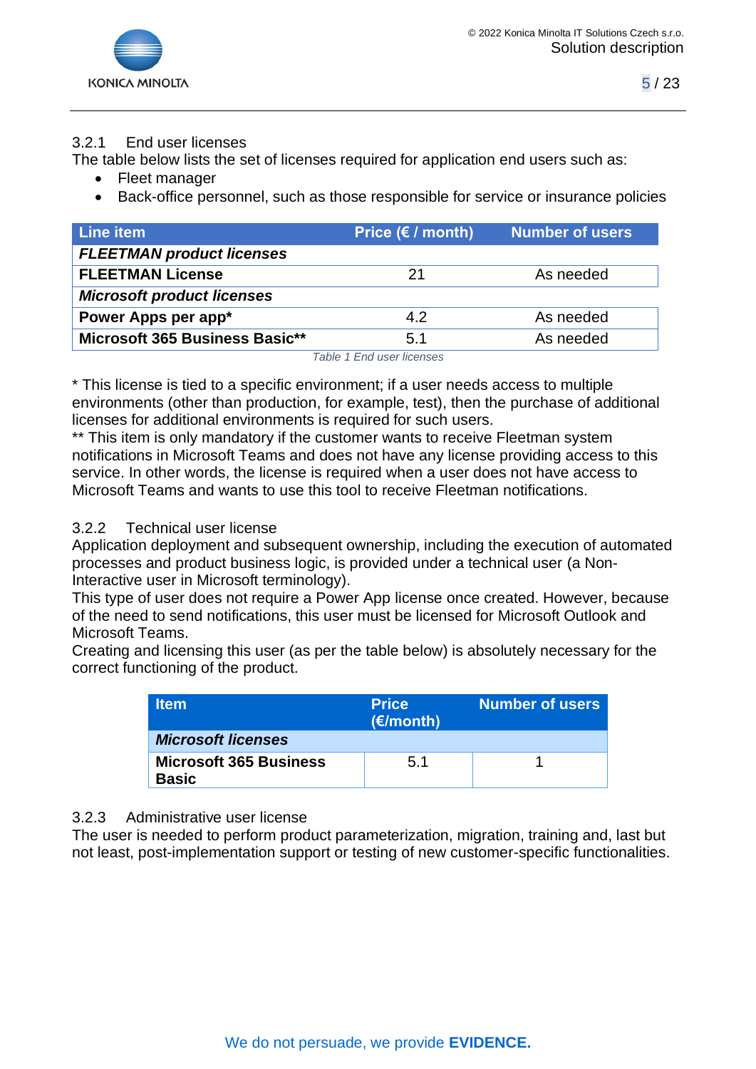### 3.2.1 End user licenses

The table below lists the set of licenses required for application end users such as:

- Fleet manager
- Back-office personnel, such as those responsible for service or insurance policies

| Line item | Price (€ / month) | Number of users |
|---|---|---|
| ***FLEETMAN product licenses*** | | |
| **FLEETMAN License** | 21 | As needed |
| ***Microsoft product licenses*** | | |
| **Power Apps per app*** | 4.2 | As needed |
| **Microsoft 365 Business Basic**** | 5.1 | As needed |

*Table 1 End user licenses*

* This license is tied to a specific environment; if a user needs access to multiple environments (other than production, for example, test), then the purchase of additional licenses for additional environments is required for such users.
** This item is only mandatory if the customer wants to receive Fleetman system notifications in Microsoft Teams and does not have any license providing access to this service. In other words, the license is required when a user does not have access to Microsoft Teams and wants to use this tool to receive Fleetman notifications.

### 3.2.2 Technical user license

Application deployment and subsequent ownership, including the execution of automated processes and product business logic, is provided under a technical user (a Non-Interactive user in Microsoft terminology).
This type of user does not require a Power App license once created. However, because of the need to send notifications, this user must be licensed for Microsoft Outlook and Microsoft Teams.
Creating and licensing this user (as per the table below) is absolutely necessary for the correct functioning of the product.

| Item | Price (€/month) | Number of users |
|---|---|---|
| ***Microsoft licenses*** | | |
| **Microsoft 365 Business Basic** | 5.1 | 1 |

### 3.2.3 Administrative user license

The user is needed to perform product parameterization, migration, training and, last but not least, post-implementation support or testing of new customer-specific functionalities.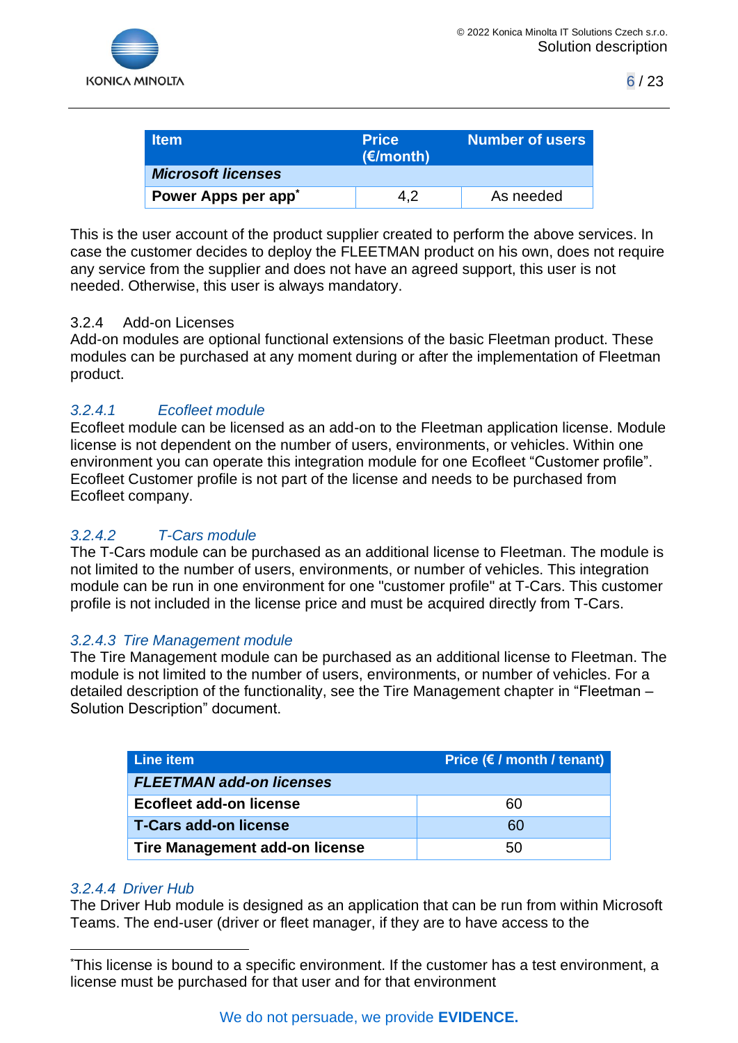| Item | Price (€/month) | Number of users |
|---|---|---|
| ***Microsoft licenses*** | | |
| **Power Apps per app*** | 4,2 | As needed |

This is the user account of the product supplier created to perform the above services. In case the customer decides to deploy the FLEETMAN product on his own, does not require any service from the supplier and does not have an agreed support, this user is not needed. Otherwise, this user is always mandatory.

### 3.2.4 Add-on Licenses

Add-on modules are optional functional extensions of the basic Fleetman product. These modules can be purchased at any moment during or after the implementation of Fleetman product.

#### *3.2.4.1 Ecofleet module*

Ecofleet module can be licensed as an add-on to the Fleetman application license. Module license is not dependent on the number of users, environments, or vehicles. Within one environment you can operate this integration module for one Ecofleet “Customer profile”. Ecofleet Customer profile is not part of the license and needs to be purchased from Ecofleet company.

#### *3.2.4.2 T-Cars module*

The T-Cars module can be purchased as an additional license to Fleetman. The module is not limited to the number of users, environments, or number of vehicles. This integration module can be run in one environment for one "customer profile" at T-Cars. This customer profile is not included in the license price and must be acquired directly from T-Cars.

#### *3.2.4.3 Tire Management module*

The Tire Management module can be purchased as an additional license to Fleetman. The module is not limited to the number of users, environments, or number of vehicles. For a detailed description of the functionality, see the Tire Management chapter in “Fleetman – Solution Description” document.

| Line item | Price (€ / month / tenant) |
|---|---|
| ***FLEETMAN add-on licenses*** | |
| **Ecofleet add-on license** | 60 |
| **T-Cars add-on license** | 60 |
| **Tire Management add-on license** | 50 |

#### *3.2.4.4 Driver Hub*

The Driver Hub module is designed as an application that can be run from within Microsoft Teams. The end-user (driver or fleet manager, if they are to have access to the

---

*This license is bound to a specific environment. If the customer has a test environment, a license must be purchased for that user and for that environment

We do not persuade, we provide **EVIDENCE.**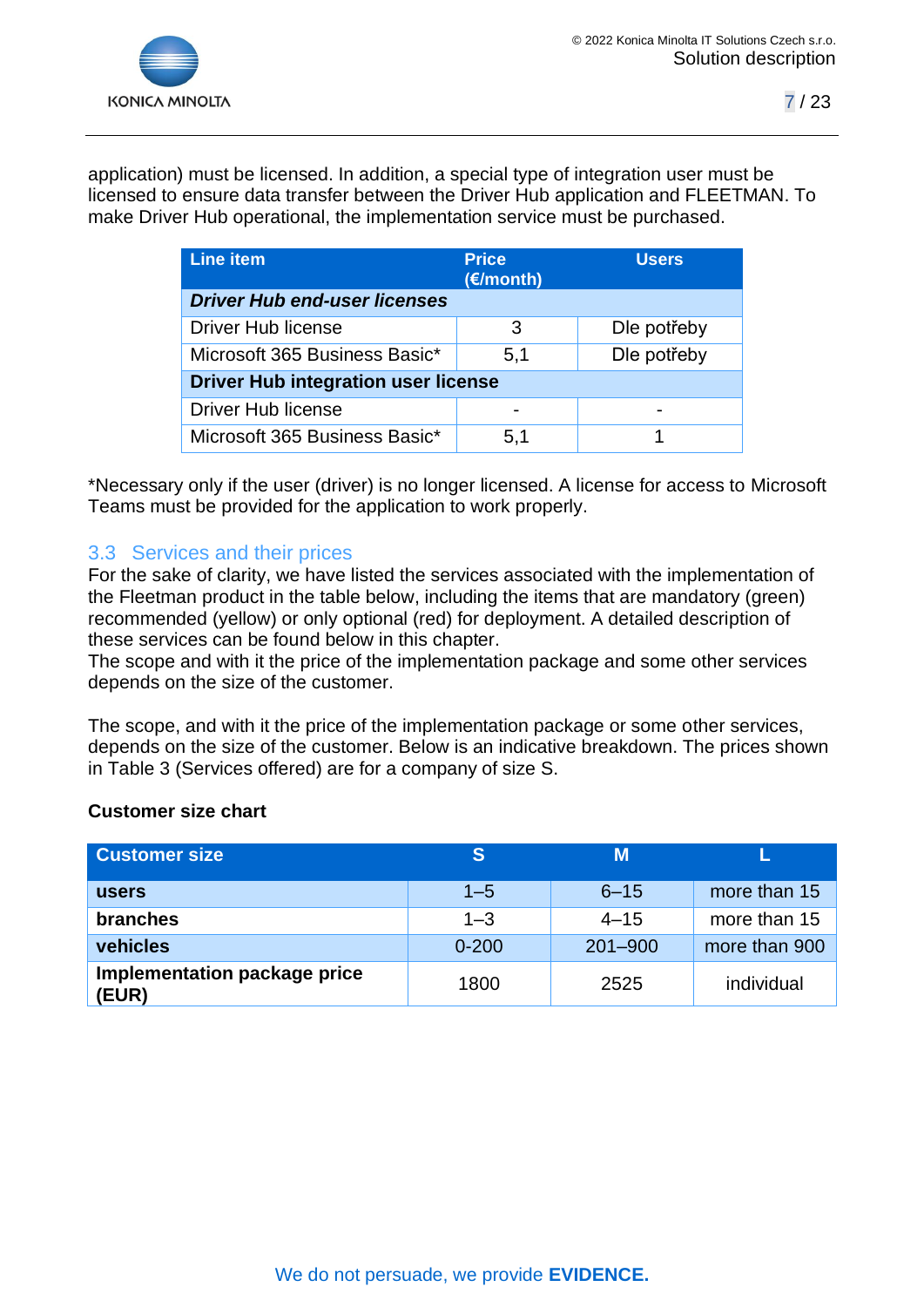application) must be licensed. In addition, a special type of integration user must be licensed to ensure data transfer between the Driver Hub application and FLEETMAN. To make Driver Hub operational, the implementation service must be purchased.

| Line item | Price (€/month) | Users |
|---|---|---|
| ***Driver Hub end-user licenses*** | | |
| Driver Hub license | 3 | Dle potřeby |
| Microsoft 365 Business Basic* | 5,1 | Dle potřeby |
| **Driver Hub integration user license** | | |
| Driver Hub license | - | - |
| Microsoft 365 Business Basic* | 5,1 | 1 |

*Necessary only if the user (driver) is no longer licensed. A license for access to Microsoft Teams must be provided for the application to work properly.

## 3.3 Services and their prices

For the sake of clarity, we have listed the services associated with the implementation of the Fleetman product in the table below, including the items that are mandatory (green) recommended (yellow) or only optional (red) for deployment. A detailed description of these services can be found below in this chapter.
The scope and with it the price of the implementation package and some other services depends on the size of the customer.

The scope, and with it the price of the implementation package or some other services, depends on the size of the customer. Below is an indicative breakdown. The prices shown in Table 3 (Services offered) are for a company of size S.

**Customer size chart**

| Customer size | S | M | L |
|---|---|---|---|
| **users** | 1–5 | 6–15 | more than 15 |
| **branches** | 1–3 | 4–15 | more than 15 |
| **vehicles** | 0-200 | 201–900 | more than 900 |
| **Implementation package price (EUR)** | 1800 | 2525 | individual |

We do not persuade, we provide **EVIDENCE.**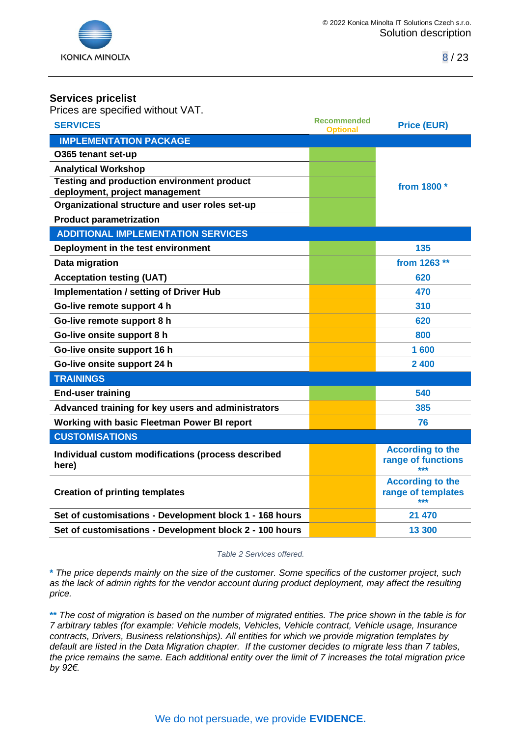## Services pricelist

Prices are specified without VAT.

| SERVICES | Recommended / Optional | Price (EUR) |
|---|---|---|
| **IMPLEMENTATION PACKAGE** | | |
| O365 tenant set-up | Recommended | from 1800 * |
| Analytical Workshop | Recommended | |
| Testing and production environment product deployment, project management | Recommended | |
| Organizational structure and user roles set-up | Recommended | |
| Product parametrization | Recommended | |
| **ADDITIONAL IMPLEMENTATION SERVICES** | | |
| Deployment in the test environment | Recommended | 135 |
| Data migration | Recommended | from 1263 ** |
| Acceptation testing (UAT) | Recommended | 620 |
| Implementation / setting of Driver Hub | Optional | 470 |
| Go-live remote support 4 h | Optional | 310 |
| Go-live remote support 8 h | Optional | 620 |
| Go-live onsite support 8 h | Optional | 800 |
| Go-live onsite support 16 h | Optional | 1 600 |
| Go-live onsite support 24 h | Optional | 2 400 |
| **TRAININGS** | | |
| End-user training | Recommended | 540 |
| Advanced training for key users and administrators | Optional | 385 |
| Working with basic Fleetman Power BI report | Optional | 76 |
| **CUSTOMISATIONS** | | |
| Individual custom modifications (process described here) | Optional | According to the range of functions *** |
| Creation of printing templates | Optional | According to the range of templates *** |
| Set of customisations - Development block 1 - 168 hours | Optional | 21 470 |
| Set of customisations - Development block 2 - 100 hours | Optional | 13 300 |

*Table 2 Services offered.*

*\* The price depends mainly on the size of the customer. Some specifics of the customer project, such as the lack of admin rights for the vendor account during product deployment, may affect the resulting price.*

*\*\* The cost of migration is based on the number of migrated entities. The price shown in the table is for 7 arbitrary tables (for example: Vehicle models, Vehicles, Vehicle contract, Vehicle usage, Insurance contracts, Drivers, Business relationships). All entities for which we provide migration templates by default are listed in the Data Migration chapter. If the customer decides to migrate less than 7 tables, the price remains the same. Each additional entity over the limit of 7 increases the total migration price by 92€.*

We do not persuade, we provide **EVIDENCE.**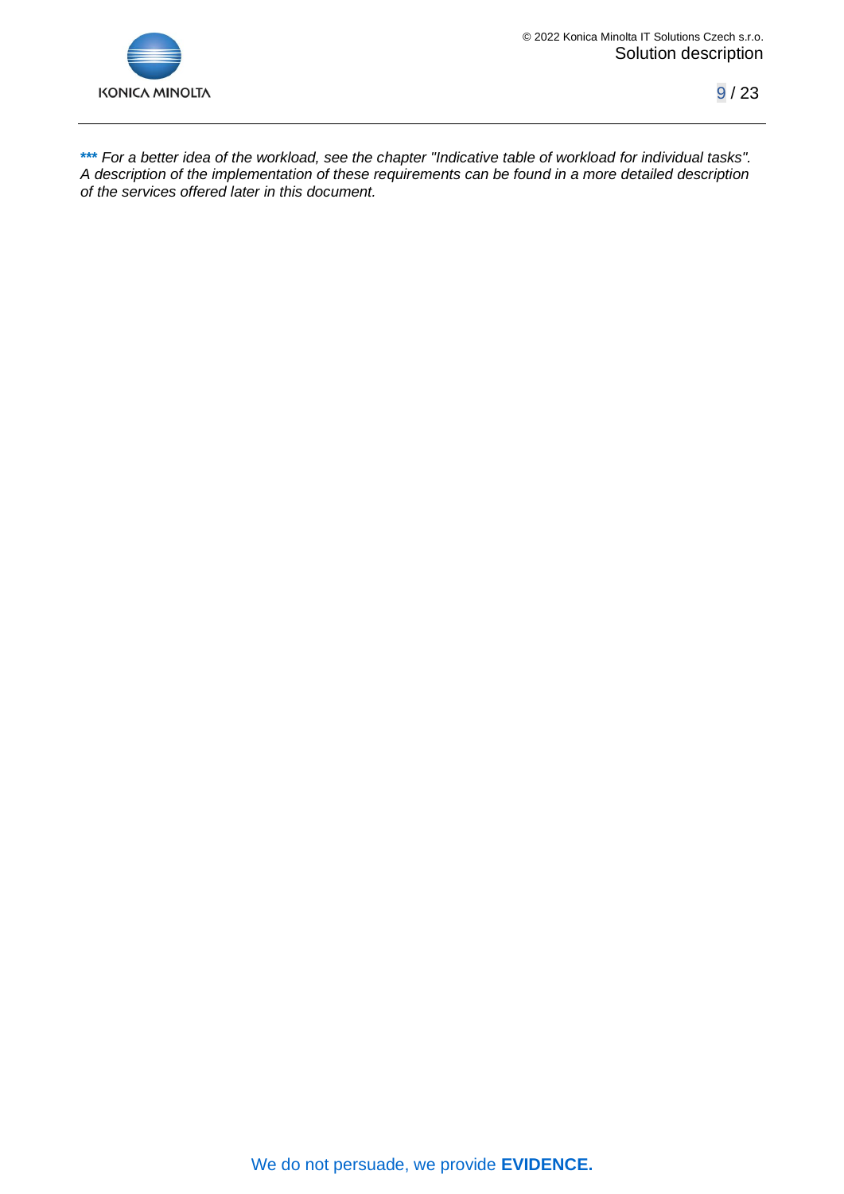*** *For a better idea of the workload, see the chapter "Indicative table of workload for individual tasks". A description of the implementation of these requirements can be found in a more detailed description of the services offered later in this document.*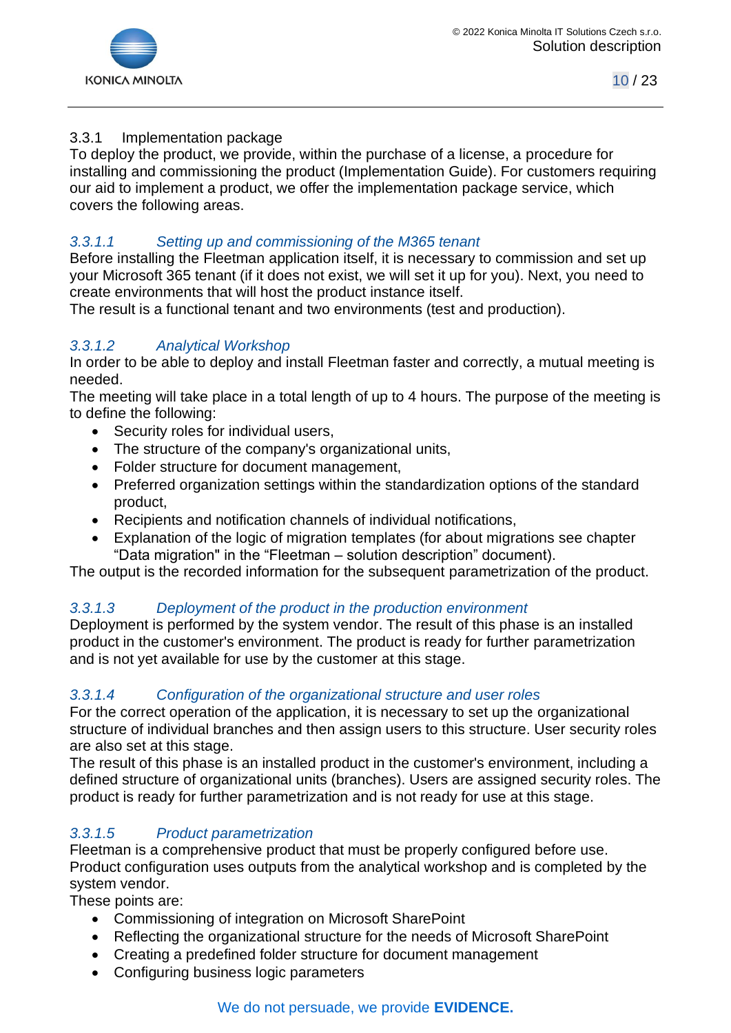### 3.3.1 Implementation package

To deploy the product, we provide, within the purchase of a license, a procedure for installing and commissioning the product (Implementation Guide). For customers requiring our aid to implement a product, we offer the implementation package service, which covers the following areas.

#### *3.3.1.1 Setting up and commissioning of the M365 tenant*

Before installing the Fleetman application itself, it is necessary to commission and set up your Microsoft 365 tenant (if it does not exist, we will set it up for you). Next, you need to create environments that will host the product instance itself.

The result is a functional tenant and two environments (test and production).

#### *3.3.1.2 Analytical Workshop*

In order to be able to deploy and install Fleetman faster and correctly, a mutual meeting is needed.

The meeting will take place in a total length of up to 4 hours. The purpose of the meeting is to define the following:

- Security roles for individual users,
- The structure of the company's organizational units,
- Folder structure for document management,
- Preferred organization settings within the standardization options of the standard product,
- Recipients and notification channels of individual notifications,
- Explanation of the logic of migration templates (for about migrations see chapter “Data migration" in the “Fleetman – solution description” document).

The output is the recorded information for the subsequent parametrization of the product.

#### *3.3.1.3 Deployment of the product in the production environment*

Deployment is performed by the system vendor. The result of this phase is an installed product in the customer's environment. The product is ready for further parametrization and is not yet available for use by the customer at this stage.

#### *3.3.1.4 Configuration of the organizational structure and user roles*

For the correct operation of the application, it is necessary to set up the organizational structure of individual branches and then assign users to this structure. User security roles are also set at this stage.

The result of this phase is an installed product in the customer's environment, including a defined structure of organizational units (branches). Users are assigned security roles. The product is ready for further parametrization and is not ready for use at this stage.

#### *3.3.1.5 Product parametrization*

Fleetman is a comprehensive product that must be properly configured before use. Product configuration uses outputs from the analytical workshop and is completed by the system vendor.

These points are:

- Commissioning of integration on Microsoft SharePoint
- Reflecting the organizational structure for the needs of Microsoft SharePoint
- Creating a predefined folder structure for document management
- Configuring business logic parameters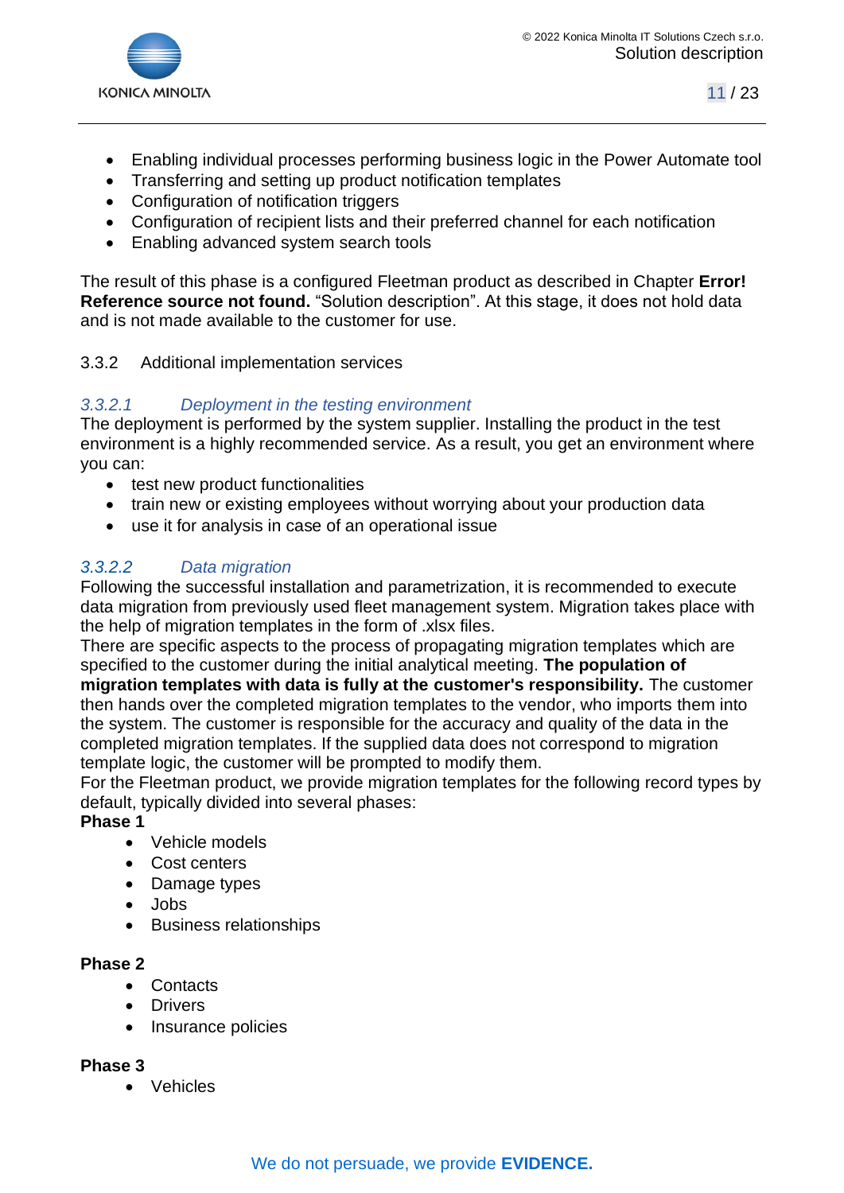- Enabling individual processes performing business logic in the Power Automate tool
- Transferring and setting up product notification templates
- Configuration of notification triggers
- Configuration of recipient lists and their preferred channel for each notification
- Enabling advanced system search tools

The result of this phase is a configured Fleetman product as described in Chapter **Error! Reference source not found.** “Solution description”. At this stage, it does not hold data and is not made available to the customer for use.

### 3.3.2 Additional implementation services

#### *3.3.2.1 Deployment in the testing environment*

The deployment is performed by the system supplier. Installing the product in the test environment is a highly recommended service. As a result, you get an environment where you can:

- test new product functionalities
- train new or existing employees without worrying about your production data
- use it for analysis in case of an operational issue

#### *3.3.2.2 Data migration*

Following the successful installation and parametrization, it is recommended to execute data migration from previously used fleet management system. Migration takes place with the help of migration templates in the form of .xlsx files.
There are specific aspects to the process of propagating migration templates which are specified to the customer during the initial analytical meeting. **The population of migration templates with data is fully at the customer's responsibility.** The customer then hands over the completed migration templates to the vendor, who imports them into the system. The customer is responsible for the accuracy and quality of the data in the completed migration templates. If the supplied data does not correspond to migration template logic, the customer will be prompted to modify them.
For the Fleetman product, we provide migration templates for the following record types by default, typically divided into several phases:

**Phase 1**

- Vehicle models
- Cost centers
- Damage types
- Jobs
- Business relationships

**Phase 2**

- Contacts
- Drivers
- Insurance policies

**Phase 3**

- Vehicles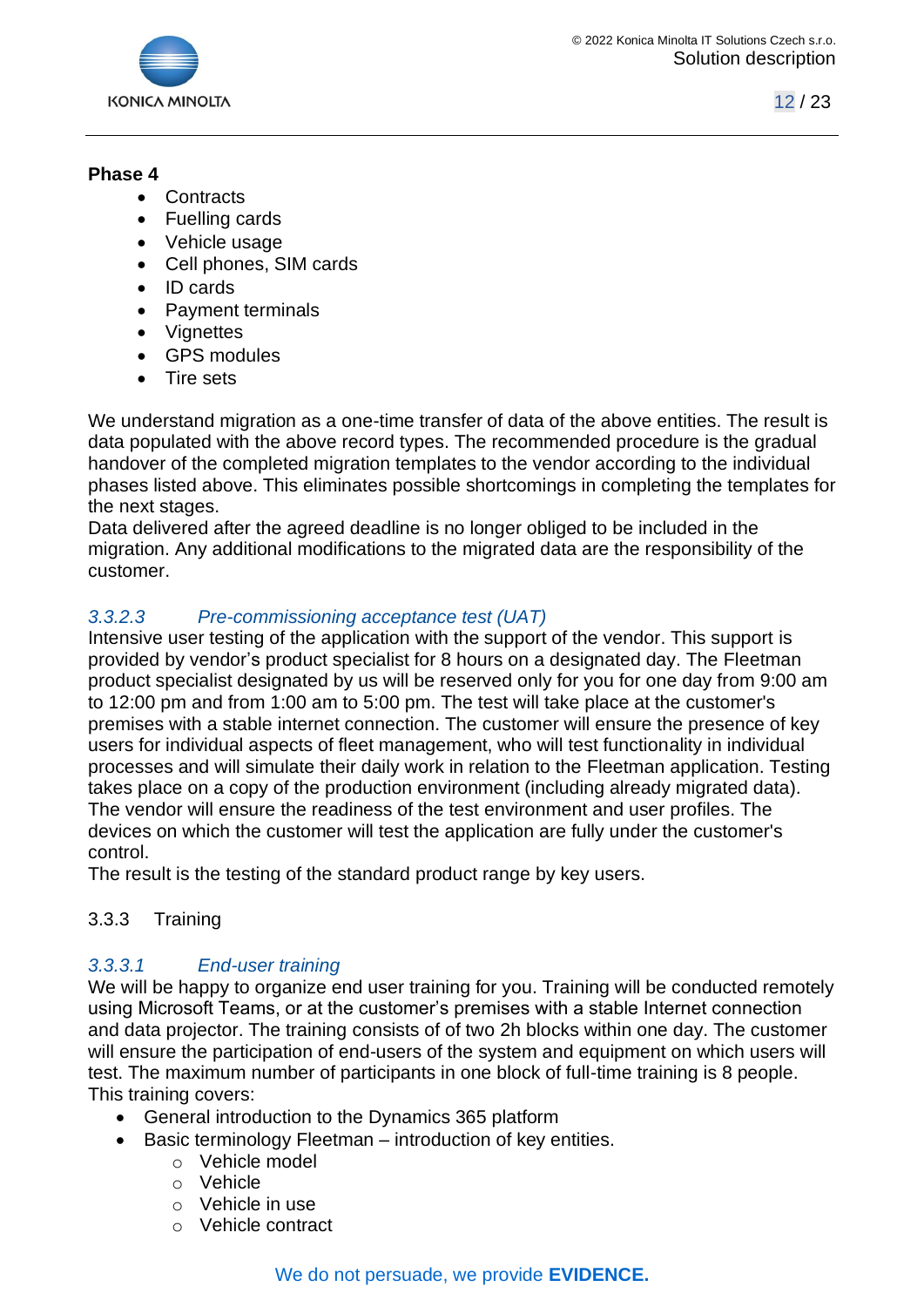**Phase 4**

- Contracts
- Fuelling cards
- Vehicle usage
- Cell phones, SIM cards
- ID cards
- Payment terminals
- Vignettes
- GPS modules
- Tire sets

We understand migration as a one-time transfer of data of the above entities. The result is data populated with the above record types. The recommended procedure is the gradual handover of the completed migration templates to the vendor according to the individual phases listed above. This eliminates possible shortcomings in completing the templates for the next stages.
Data delivered after the agreed deadline is no longer obliged to be included in the migration. Any additional modifications to the migrated data are the responsibility of the customer.

#### *3.3.2.3 Pre-commissioning acceptance test (UAT)*

Intensive user testing of the application with the support of the vendor. This support is provided by vendor's product specialist for 8 hours on a designated day. The Fleetman product specialist designated by us will be reserved only for you for one day from 9:00 am to 12:00 pm and from 1:00 am to 5:00 pm. The test will take place at the customer's premises with a stable internet connection. The customer will ensure the presence of key users for individual aspects of fleet management, who will test functionality in individual processes and will simulate their daily work in relation to the Fleetman application. Testing takes place on a copy of the production environment (including already migrated data). The vendor will ensure the readiness of the test environment and user profiles. The devices on which the customer will test the application are fully under the customer's control.
The result is the testing of the standard product range by key users.

### 3.3.3 Training

#### *3.3.3.1 End-user training*

We will be happy to organize end user training for you. Training will be conducted remotely using Microsoft Teams, or at the customer's premises with a stable Internet connection and data projector. The training consists of of two 2h blocks within one day. The customer will ensure the participation of end-users of the system and equipment on which users will test. The maximum number of participants in one block of full-time training is 8 people.
This training covers:

- General introduction to the Dynamics 365 platform
- Basic terminology Fleetman – introduction of key entities.
  - Vehicle model
  - Vehicle
  - Vehicle in use
  - Vehicle contract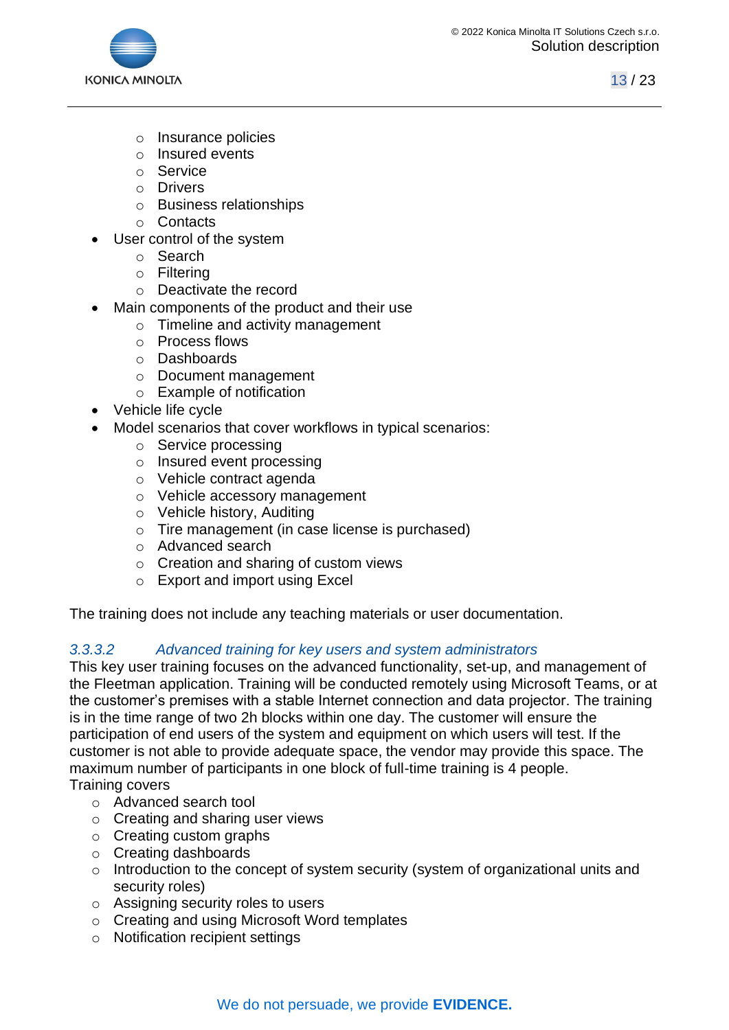- Insurance policies
    - Insured events
    - Service
    - Drivers
    - Business relationships
    - Contacts
- User control of the system
    - Search
    - Filtering
    - Deactivate the record
- Main components of the product and their use
    - Timeline and activity management
    - Process flows
    - Dashboards
    - Document management
    - Example of notification
- Vehicle life cycle
- Model scenarios that cover workflows in typical scenarios:
    - Service processing
    - Insured event processing
    - Vehicle contract agenda
    - Vehicle accessory management
    - Vehicle history, Auditing
    - Tire management (in case license is purchased)
    - Advanced search
    - Creation and sharing of custom views
    - Export and import using Excel

The training does not include any teaching materials or user documentation.

#### *3.3.3.2 Advanced training for key users and system administrators*

This key user training focuses on the advanced functionality, set-up, and management of the Fleetman application. Training will be conducted remotely using Microsoft Teams, or at the customer's premises with a stable Internet connection and data projector. The training is in the time range of two 2h blocks within one day. The customer will ensure the participation of end users of the system and equipment on which users will test. If the customer is not able to provide adequate space, the vendor may provide this space. The maximum number of participants in one block of full-time training is 4 people.

Training covers

- Advanced search tool
- Creating and sharing user views
- Creating custom graphs
- Creating dashboards
- Introduction to the concept of system security (system of organizational units and security roles)
- Assigning security roles to users
- Creating and using Microsoft Word templates
- Notification recipient settings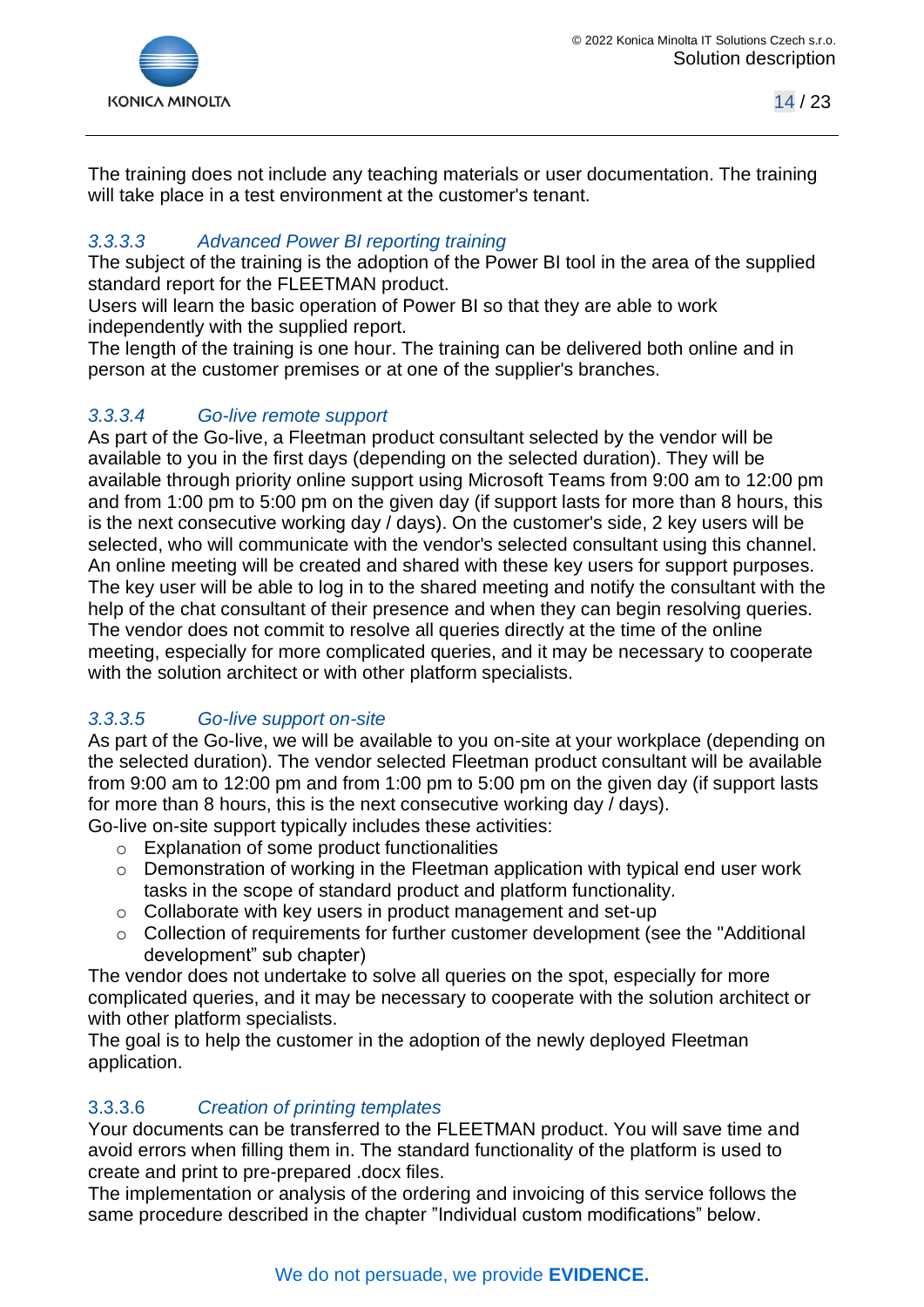The training does not include any teaching materials or user documentation. The training will take place in a test environment at the customer's tenant.

#### 3.3.3.3 *Advanced Power BI reporting training*

The subject of the training is the adoption of the Power BI tool in the area of the supplied standard report for the FLEETMAN product.
Users will learn the basic operation of Power BI so that they are able to work independently with the supplied report.
The length of the training is one hour. The training can be delivered both online and in person at the customer premises or at one of the supplier's branches.

#### 3.3.3.4 *Go-live remote support*

As part of the Go-live, a Fleetman product consultant selected by the vendor will be available to you in the first days (depending on the selected duration). They will be available through priority online support using Microsoft Teams from 9:00 am to 12:00 pm and from 1:00 pm to 5:00 pm on the given day (if support lasts for more than 8 hours, this is the next consecutive working day / days). On the customer's side, 2 key users will be selected, who will communicate with the vendor's selected consultant using this channel. An online meeting will be created and shared with these key users for support purposes. The key user will be able to log in to the shared meeting and notify the consultant with the help of the chat consultant of their presence and when they can begin resolving queries. The vendor does not commit to resolve all queries directly at the time of the online meeting, especially for more complicated queries, and it may be necessary to cooperate with the solution architect or with other platform specialists.

#### 3.3.3.5 *Go-live support on-site*

As part of the Go-live, we will be available to you on-site at your workplace (depending on the selected duration). The vendor selected Fleetman product consultant will be available from 9:00 am to 12:00 pm and from 1:00 pm to 5:00 pm on the given day (if support lasts for more than 8 hours, this is the next consecutive working day / days).
Go-live on-site support typically includes these activities:

- Explanation of some product functionalities
- Demonstration of working in the Fleetman application with typical end user work tasks in the scope of standard product and platform functionality.
- Collaborate with key users in product management and set-up
- Collection of requirements for further customer development (see the "Additional development" sub chapter)

The vendor does not undertake to solve all queries on the spot, especially for more complicated queries, and it may be necessary to cooperate with the solution architect or with other platform specialists.
The goal is to help the customer in the adoption of the newly deployed Fleetman application.

#### 3.3.3.6 *Creation of printing templates*

Your documents can be transferred to the FLEETMAN product. You will save time and avoid errors when filling them in. The standard functionality of the platform is used to create and print to pre-prepared .docx files.
The implementation or analysis of the ordering and invoicing of this service follows the same procedure described in the chapter "Individual custom modifications" below.

We do not persuade, we provide **EVIDENCE.**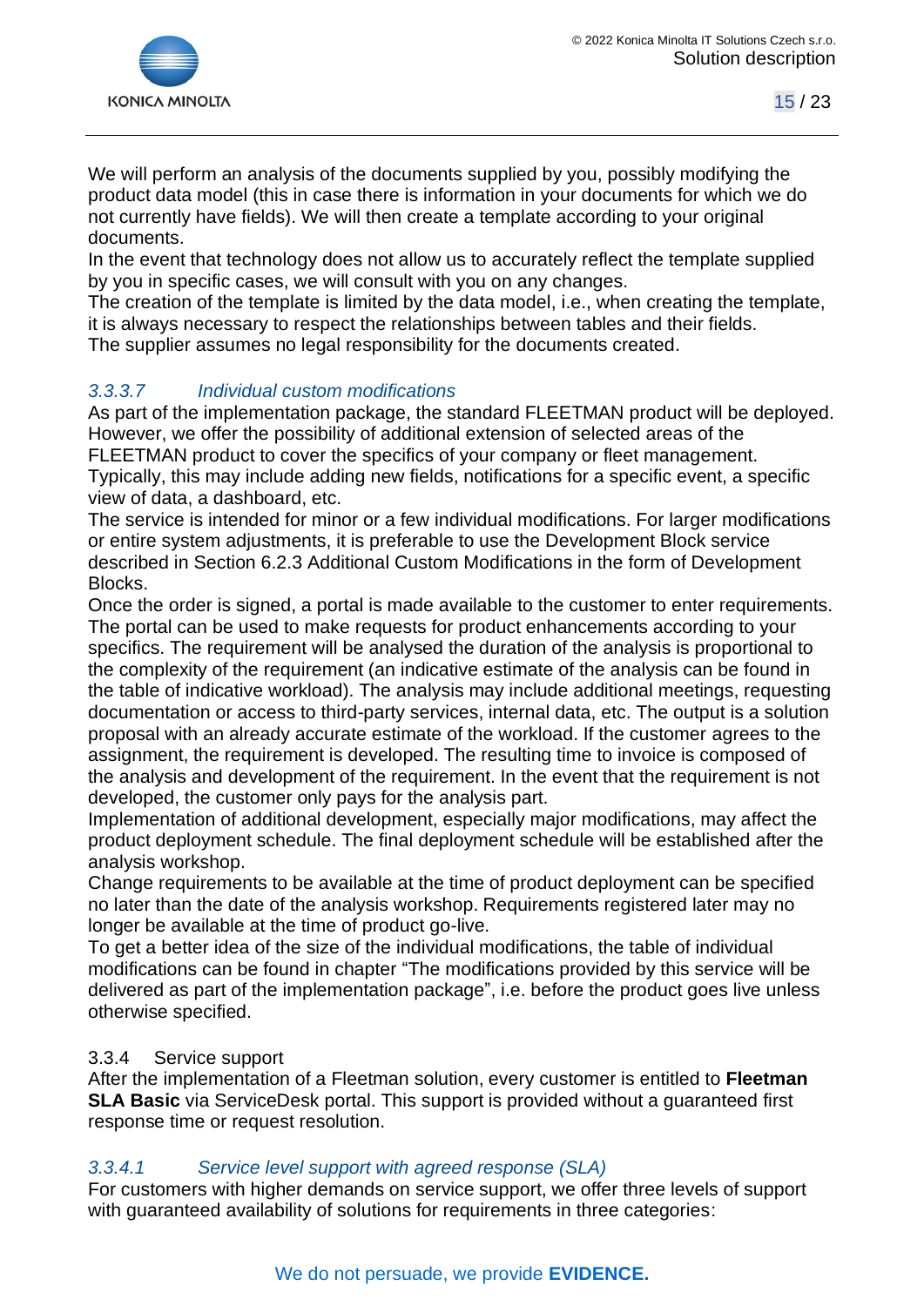We will perform an analysis of the documents supplied by you, possibly modifying the product data model (this in case there is information in your documents for which we do not currently have fields). We will then create a template according to your original documents.
In the event that technology does not allow us to accurately reflect the template supplied by you in specific cases, we will consult with you on any changes.
The creation of the template is limited by the data model, i.e., when creating the template, it is always necessary to respect the relationships between tables and their fields.
The supplier assumes no legal responsibility for the documents created.

#### *3.3.3.7 Individual custom modifications*

As part of the implementation package, the standard FLEETMAN product will be deployed. However, we offer the possibility of additional extension of selected areas of the FLEETMAN product to cover the specifics of your company or fleet management. Typically, this may include adding new fields, notifications for a specific event, a specific view of data, a dashboard, etc.
The service is intended for minor or a few individual modifications. For larger modifications or entire system adjustments, it is preferable to use the Development Block service described in Section 6.2.3 Additional Custom Modifications in the form of Development Blocks.
Once the order is signed, a portal is made available to the customer to enter requirements. The portal can be used to make requests for product enhancements according to your specifics. The requirement will be analysed the duration of the analysis is proportional to the complexity of the requirement (an indicative estimate of the analysis can be found in the table of indicative workload). The analysis may include additional meetings, requesting documentation or access to third-party services, internal data, etc. The output is a solution proposal with an already accurate estimate of the workload. If the customer agrees to the assignment, the requirement is developed. The resulting time to invoice is composed of the analysis and development of the requirement. In the event that the requirement is not developed, the customer only pays for the analysis part.
Implementation of additional development, especially major modifications, may affect the product deployment schedule. The final deployment schedule will be established after the analysis workshop.
Change requirements to be available at the time of product deployment can be specified no later than the date of the analysis workshop. Requirements registered later may no longer be available at the time of product go-live.
To get a better idea of the size of the individual modifications, the table of individual modifications can be found in chapter "The modifications provided by this service will be delivered as part of the implementation package", i.e. before the product goes live unless otherwise specified.

### 3.3.4 Service support

After the implementation of a Fleetman solution, every customer is entitled to **Fleetman SLA Basic** via ServiceDesk portal. This support is provided without a guaranteed first response time or request resolution.

#### *3.3.4.1 Service level support with agreed response (SLA)*

For customers with higher demands on service support, we offer three levels of support with guaranteed availability of solutions for requirements in three categories: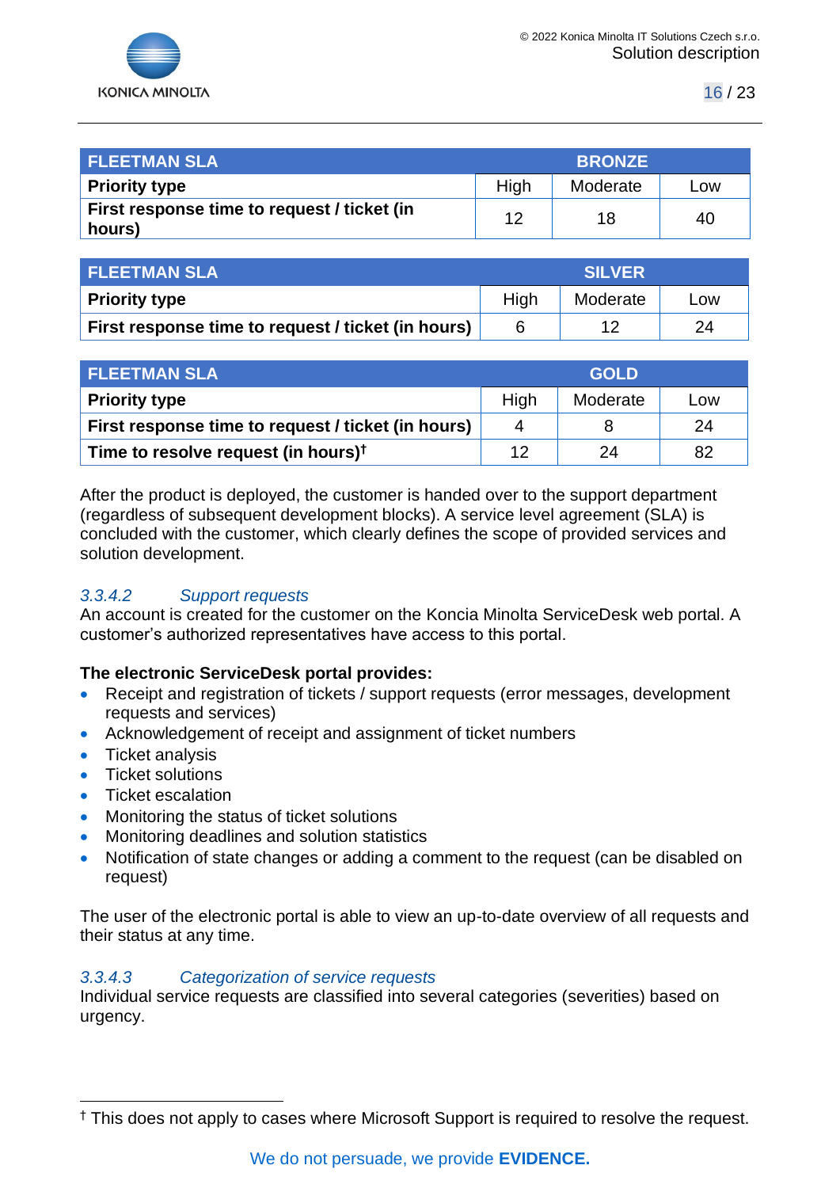| FLEETMAN SLA | BRONZE | | |
|---|---|---|---|
| **Priority type** | High | Moderate | Low |
| **First response time to request / ticket (in hours)** | 12 | 18 | 40 |

| FLEETMAN SLA | SILVER | | |
|---|---|---|---|
| **Priority type** | High | Moderate | Low |
| **First response time to request / ticket (in hours)** | 6 | 12 | 24 |

| FLEETMAN SLA | GOLD | | |
|---|---|---|---|
| **Priority type** | High | Moderate | Low |
| **First response time to request / ticket (in hours)** | 4 | 8 | 24 |
| **Time to resolve request (in hours)†** | 12 | 24 | 82 |

After the product is deployed, the customer is handed over to the support department (regardless of subsequent development blocks). A service level agreement (SLA) is concluded with the customer, which clearly defines the scope of provided services and solution development.

#### *3.3.4.2 Support requests*

An account is created for the customer on the Koncia Minolta ServiceDesk web portal. A customer's authorized representatives have access to this portal.

**The electronic ServiceDesk portal provides:**

- Receipt and registration of tickets / support requests (error messages, development requests and services)
- Acknowledgement of receipt and assignment of ticket numbers
- Ticket analysis
- Ticket solutions
- Ticket escalation
- Monitoring the status of ticket solutions
- Monitoring deadlines and solution statistics
- Notification of state changes or adding a comment to the request (can be disabled on request)

The user of the electronic portal is able to view an up-to-date overview of all requests and their status at any time.

#### *3.3.4.3 Categorization of service requests*

Individual service requests are classified into several categories (severities) based on urgency.

† This does not apply to cases where Microsoft Support is required to resolve the request.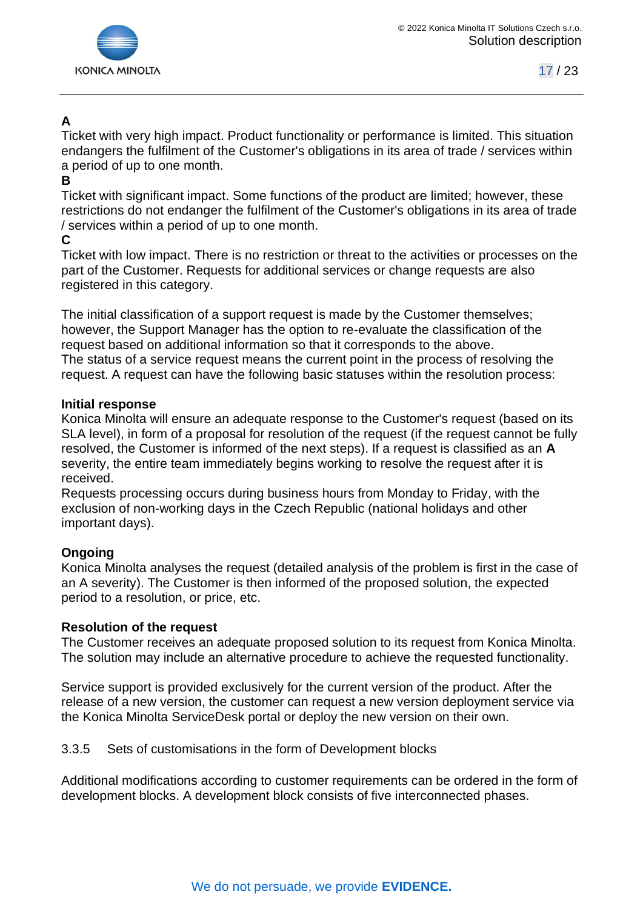**A**
Ticket with very high impact. Product functionality or performance is limited. This situation endangers the fulfilment of the Customer's obligations in its area of trade / services within a period of up to one month.
**B**
Ticket with significant impact. Some functions of the product are limited; however, these restrictions do not endanger the fulfilment of the Customer's obligations in its area of trade / services within a period of up to one month.
**C**
Ticket with low impact. There is no restriction or threat to the activities or processes on the part of the Customer. Requests for additional services or change requests are also registered in this category.

The initial classification of a support request is made by the Customer themselves; however, the Support Manager has the option to re-evaluate the classification of the request based on additional information so that it corresponds to the above.
The status of a service request means the current point in the process of resolving the request. A request can have the following basic statuses within the resolution process:

**Initial response**
Konica Minolta will ensure an adequate response to the Customer's request (based on its SLA level), in form of a proposal for resolution of the request (if the request cannot be fully resolved, the Customer is informed of the next steps). If a request is classified as an **A** severity, the entire team immediately begins working to resolve the request after it is received.
Requests processing occurs during business hours from Monday to Friday, with the exclusion of non-working days in the Czech Republic (national holidays and other important days).

**Ongoing**
Konica Minolta analyses the request (detailed analysis of the problem is first in the case of an A severity). The Customer is then informed of the proposed solution, the expected period to a resolution, or price, etc.

**Resolution of the request**
The Customer receives an adequate proposed solution to its request from Konica Minolta. The solution may include an alternative procedure to achieve the requested functionality.

Service support is provided exclusively for the current version of the product. After the release of a new version, the customer can request a new version deployment service via the Konica Minolta ServiceDesk portal or deploy the new version on their own.

### 3.3.5 Sets of customisations in the form of Development blocks

Additional modifications according to customer requirements can be ordered in the form of development blocks. A development block consists of five interconnected phases.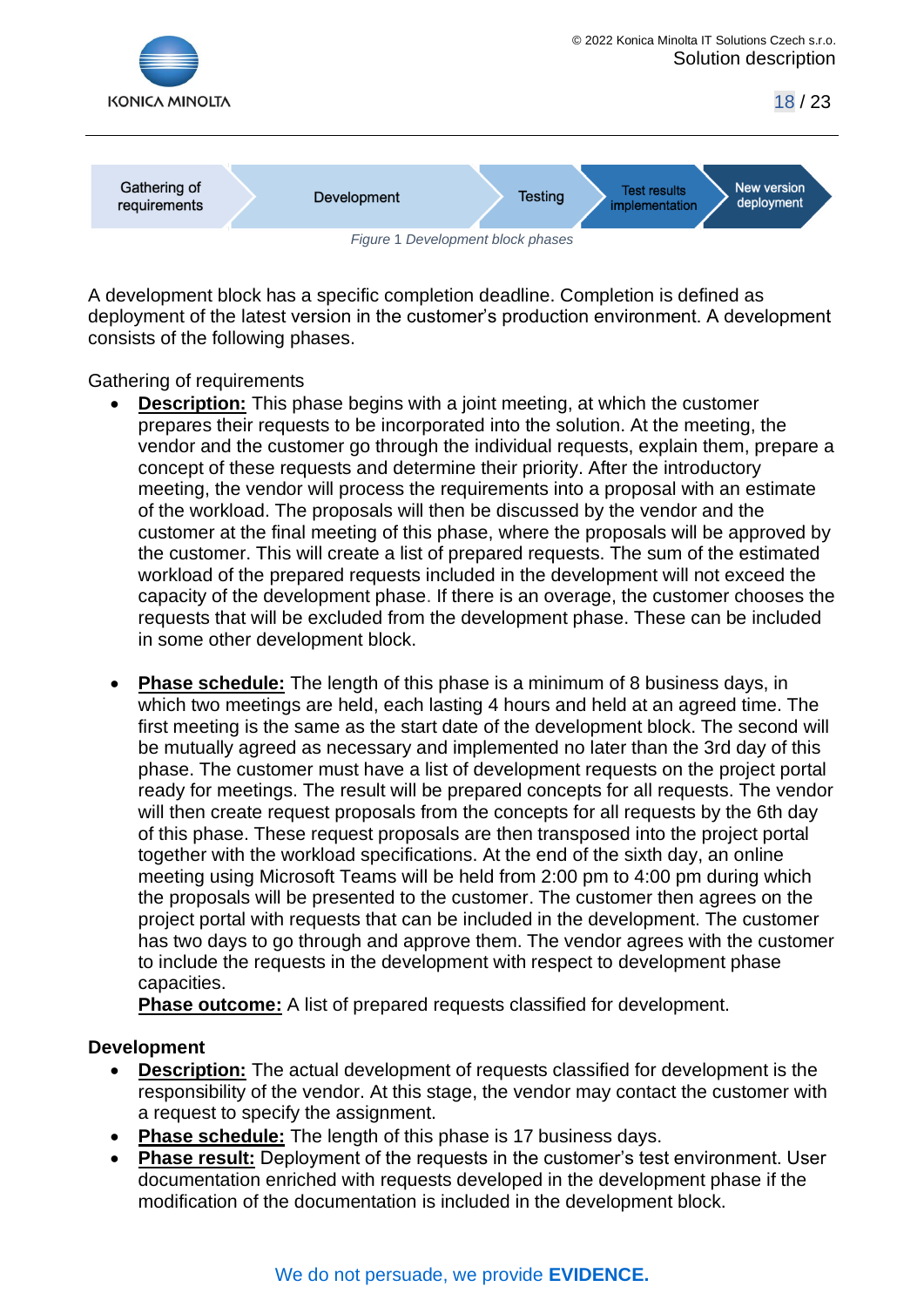Gathering of requirements → Development → Testing → Test results implementation → New version deployment

*Figure 1 Development block phases*

A development block has a specific completion deadline. Completion is defined as deployment of the latest version in the customer's production environment. A development consists of the following phases.

Gathering of requirements

- **Description:** This phase begins with a joint meeting, at which the customer prepares their requests to be incorporated into the solution. At the meeting, the vendor and the customer go through the individual requests, explain them, prepare a concept of these requests and determine their priority. After the introductory meeting, the vendor will process the requirements into a proposal with an estimate of the workload. The proposals will then be discussed by the vendor and the customer at the final meeting of this phase, where the proposals will be approved by the customer. This will create a list of prepared requests. The sum of the estimated workload of the prepared requests included in the development will not exceed the capacity of the development phase. If there is an overage, the customer chooses the requests that will be excluded from the development phase. These can be included in some other development block.

- **Phase schedule:** The length of this phase is a minimum of 8 business days, in which two meetings are held, each lasting 4 hours and held at an agreed time. The first meeting is the same as the start date of the development block. The second will be mutually agreed as necessary and implemented no later than the 3rd day of this phase. The customer must have a list of development requests on the project portal ready for meetings. The result will be prepared concepts for all requests. The vendor will then create request proposals from the concepts for all requests by the 6th day of this phase. These request proposals are then transposed into the project portal together with the workload specifications. At the end of the sixth day, an online meeting using Microsoft Teams will be held from 2:00 pm to 4:00 pm during which the proposals will be presented to the customer. The customer then agrees on the project portal with requests that can be included in the development. The customer has two days to go through and approve them. The vendor agrees with the customer to include the requests in the development with respect to development phase capacities.
  **Phase outcome:** A list of prepared requests classified for development.

**Development**

- **Description:** The actual development of requests classified for development is the responsibility of the vendor. At this stage, the vendor may contact the customer with a request to specify the assignment.
- **Phase schedule:** The length of this phase is 17 business days.
- **Phase result:** Deployment of the requests in the customer's test environment. User documentation enriched with requests developed in the development phase if the modification of the documentation is included in the development block.

We do not persuade, we provide **EVIDENCE.**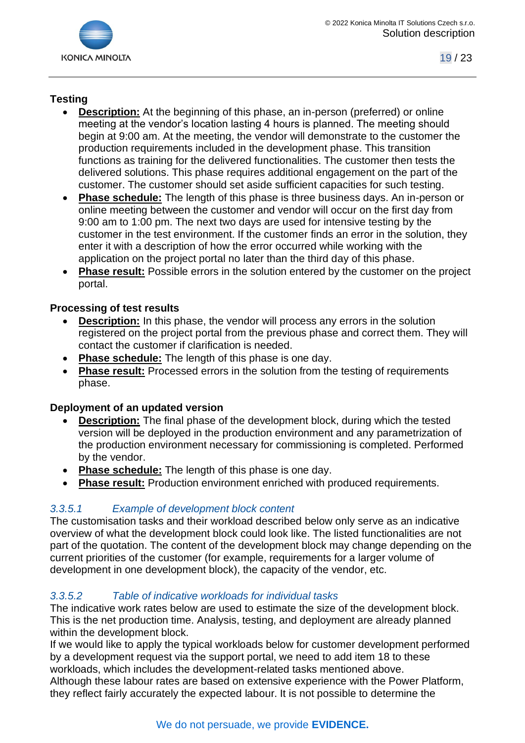**Testing**

- **Description:** At the beginning of this phase, an in-person (preferred) or online meeting at the vendor's location lasting 4 hours is planned. The meeting should begin at 9:00 am. At the meeting, the vendor will demonstrate to the customer the production requirements included in the development phase. This transition functions as training for the delivered functionalities. The customer then tests the delivered solutions. This phase requires additional engagement on the part of the customer. The customer should set aside sufficient capacities for such testing.
- **Phase schedule:** The length of this phase is three business days. An in-person or online meeting between the customer and vendor will occur on the first day from 9:00 am to 1:00 pm. The next two days are used for intensive testing by the customer in the test environment. If the customer finds an error in the solution, they enter it with a description of how the error occurred while working with the application on the project portal no later than the third day of this phase.
- **Phase result:** Possible errors in the solution entered by the customer on the project portal.

**Processing of test results**

- **Description:** In this phase, the vendor will process any errors in the solution registered on the project portal from the previous phase and correct them. They will contact the customer if clarification is needed.
- **Phase schedule:** The length of this phase is one day.
- **Phase result:** Processed errors in the solution from the testing of requirements phase.

**Deployment of an updated version**

- **Description:** The final phase of the development block, during which the tested version will be deployed in the production environment and any parametrization of the production environment necessary for commissioning is completed. Performed by the vendor.
- **Phase schedule:** The length of this phase is one day.
- **Phase result:** Production environment enriched with produced requirements.

#### *3.3.5.1 Example of development block content*

The customisation tasks and their workload described below only serve as an indicative overview of what the development block could look like. The listed functionalities are not part of the quotation. The content of the development block may change depending on the current priorities of the customer (for example, requirements for a larger volume of development in one development block), the capacity of the vendor, etc.

#### *3.3.5.2 Table of indicative workloads for individual tasks*

The indicative work rates below are used to estimate the size of the development block. This is the net production time. Analysis, testing, and deployment are already planned within the development block.
If we would like to apply the typical workloads below for customer development performed by a development request via the support portal, we need to add item 18 to these workloads, which includes the development-related tasks mentioned above.
Although these labour rates are based on extensive experience with the Power Platform, they reflect fairly accurately the expected labour. It is not possible to determine the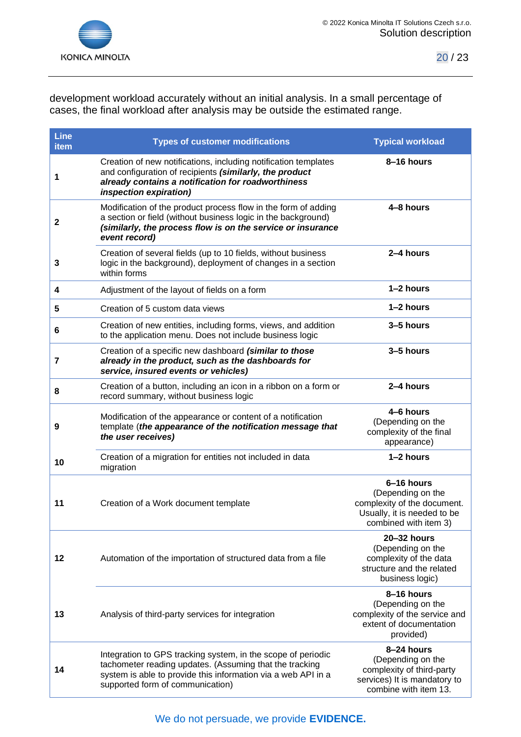development workload accurately without an initial analysis. In a small percentage of cases, the final workload after analysis may be outside the estimated range.

| Line item | Types of customer modifications | Typical workload |
|---|---|---|
| **1** | Creation of new notifications, including notification templates and configuration of recipients ***(similarly, the product already contains a notification for roadworthiness inspection expiration)*** | **8–16 hours** |
| **2** | Modification of the product process flow in the form of adding a section or field (without business logic in the background) ***(similarly, the process flow is on the service or insurance event record)*** | **4–8 hours** |
| **3** | Creation of several fields (up to 10 fields, without business logic in the background), deployment of changes in a section within forms | **2–4 hours** |
| **4** | Adjustment of the layout of fields on a form | **1–2 hours** |
| **5** | Creation of 5 custom data views | **1–2 hours** |
| **6** | Creation of new entities, including forms, views, and addition to the application menu. Does not include business logic | **3–5 hours** |
| **7** | Creation of a specific new dashboard ***(similar to those already in the product, such as the dashboards for service, insured events or vehicles)*** | **3–5 hours** |
| **8** | Creation of a button, including an icon in a ribbon on a form or record summary, without business logic | **2–4 hours** |
| **9** | Modification of the appearance or content of a notification template (***the appearance of the notification message that the user receives)*** | **4–6 hours** (Depending on the complexity of the final appearance) |
| **10** | Creation of a migration for entities not included in data migration | **1–2 hours** |
| **11** | Creation of a Work document template | **6–16 hours** (Depending on the complexity of the document. Usually, it is needed to be combined with item 3) |
| **12** | Automation of the importation of structured data from a file | **20–32 hours** (Depending on the complexity of the data structure and the related business logic) |
| **13** | Analysis of third-party services for integration | **8–16 hours** (Depending on the complexity of the service and extent of documentation provided) |
| **14** | Integration to GPS tracking system, in the scope of periodic tachometer reading updates. (Assuming that the tracking system is able to provide this information via a web API in a supported form of communication) | **8–24 hours** (Depending on the complexity of third-party services) It is mandatory to combine with item 13. |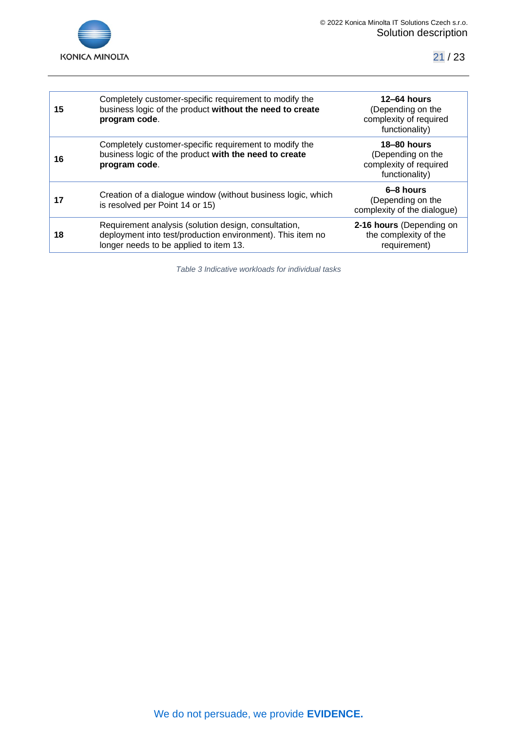| | | |
|---|---|---|
| **15** | Completely customer-specific requirement to modify the business logic of the product **without the need to create program code**. | **12–64 hours** (Depending on the complexity of required functionality) |
| **16** | Completely customer-specific requirement to modify the business logic of the product **with the need to create program code**. | **18–80 hours** (Depending on the complexity of required functionality) |
| **17** | Creation of a dialogue window (without business logic, which is resolved per Point 14 or 15) | **6–8 hours** (Depending on the complexity of the dialogue) |
| **18** | Requirement analysis (solution design, consultation, deployment into test/production environment). This item no longer needs to be applied to item 13. | **2-16 hours** (Depending on the complexity of the requirement) |

*Table 3 Indicative workloads for individual tasks*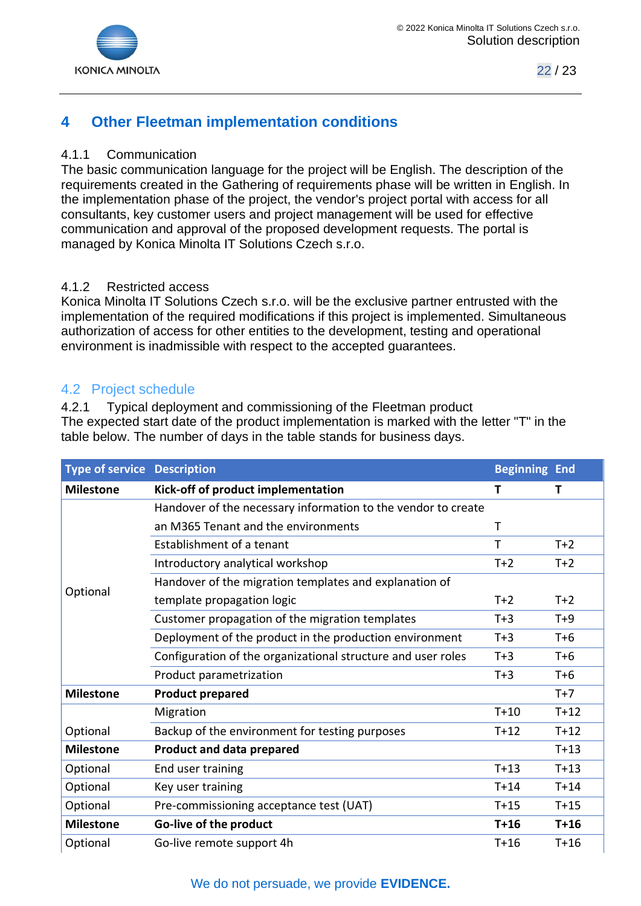## 4 Other Fleetman implementation conditions

#### 4.1.1 Communication

The basic communication language for the project will be English. The description of the requirements created in the Gathering of requirements phase will be written in English. In the implementation phase of the project, the vendor's project portal with access for all consultants, key customer users and project management will be used for effective communication and approval of the proposed development requests. The portal is managed by Konica Minolta IT Solutions Czech s.r.o.

#### 4.1.2 Restricted access

Konica Minolta IT Solutions Czech s.r.o. will be the exclusive partner entrusted with the implementation of the required modifications if this project is implemented. Simultaneous authorization of access for other entities to the development, testing and operational environment is inadmissible with respect to the accepted guarantees.

### 4.2 Project schedule

#### 4.2.1 Typical deployment and commissioning of the Fleetman product

The expected start date of the product implementation is marked with the letter "T" in the table below. The number of days in the table stands for business days.

| Type of service | Description | Beginning | End |
|---|---|---|---|
| **Milestone** | **Kick-off of product implementation** | **T** | **T** |
| Optional | Handover of the necessary information to the vendor to create an M365 Tenant and the environments | T | |
| | Establishment of a tenant | T | T+2 |
| | Introductory analytical workshop | T+2 | T+2 |
| | Handover of the migration templates and explanation of template propagation logic | T+2 | T+2 |
| | Customer propagation of the migration templates | T+3 | T+9 |
| | Deployment of the product in the production environment | T+3 | T+6 |
| | Configuration of the organizational structure and user roles | T+3 | T+6 |
| | Product parametrization | T+3 | T+6 |
| **Milestone** | **Product prepared** | | T+7 |
| Optional | Migration | T+10 | T+12 |
| | Backup of the environment for testing purposes | T+12 | T+12 |
| **Milestone** | **Product and data prepared** | | T+13 |
| Optional | End user training | T+13 | T+13 |
| Optional | Key user training | T+14 | T+14 |
| Optional | Pre-commissioning acceptance test (UAT) | T+15 | T+15 |
| **Milestone** | **Go-live of the product** | **T+16** | **T+16** |
| Optional | Go-live remote support 4h | T+16 | T+16 |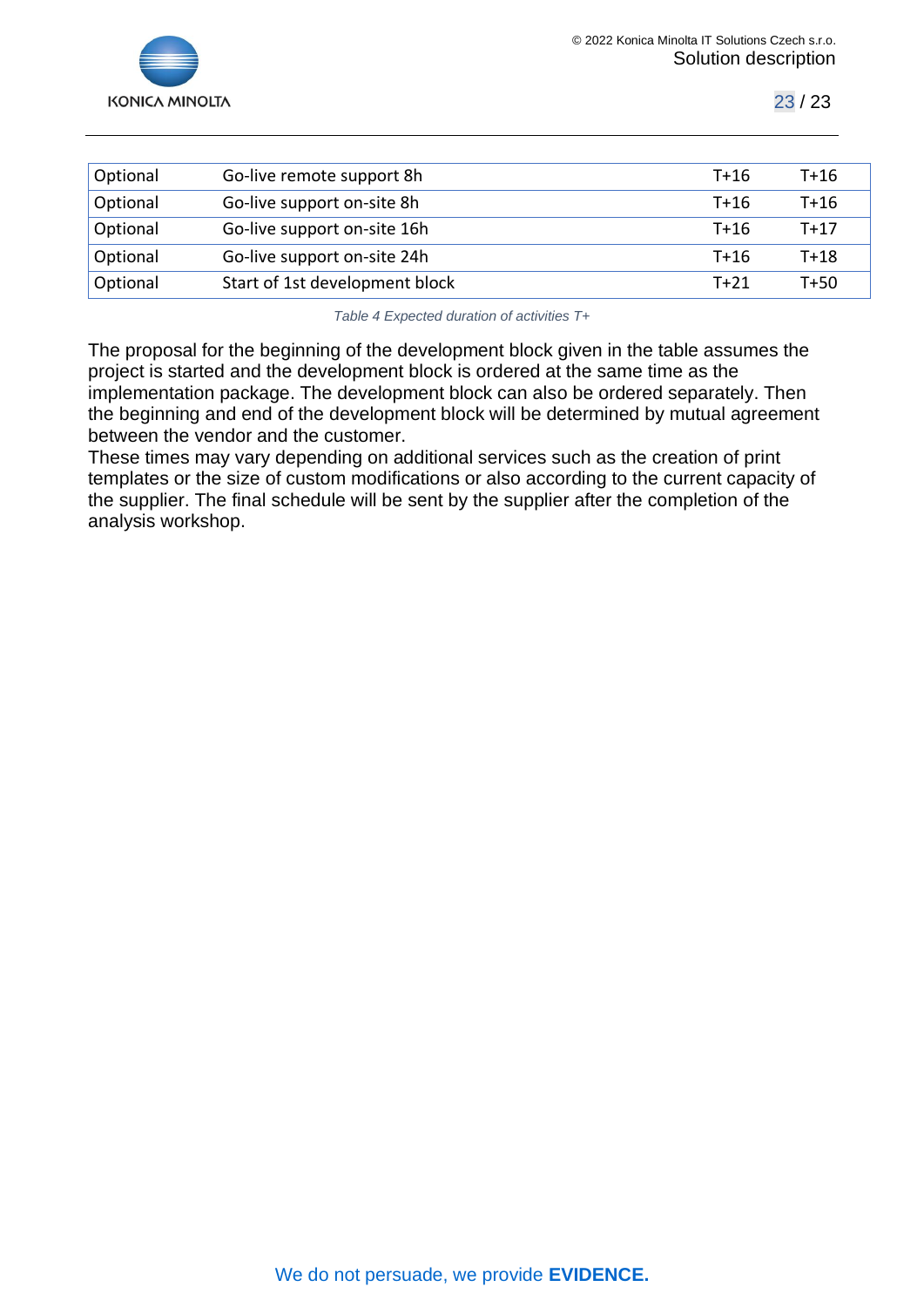| | | | |
|---|---|---|---|
| Optional | Go-live remote support 8h | T+16 | T+16 |
| Optional | Go-live support on-site 8h | T+16 | T+16 |
| Optional | Go-live support on-site 16h | T+16 | T+17 |
| Optional | Go-live support on-site 24h | T+16 | T+18 |
| Optional | Start of 1st development block | T+21 | T+50 |

*Table 4 Expected duration of activities T+*

The proposal for the beginning of the development block given in the table assumes the project is started and the development block is ordered at the same time as the implementation package. The development block can also be ordered separately. Then the beginning and end of the development block will be determined by mutual agreement between the vendor and the customer.
These times may vary depending on additional services such as the creation of print templates or the size of custom modifications or also according to the current capacity of the supplier. The final schedule will be sent by the supplier after the completion of the analysis workshop.

We do not persuade, we provide **EVIDENCE.**